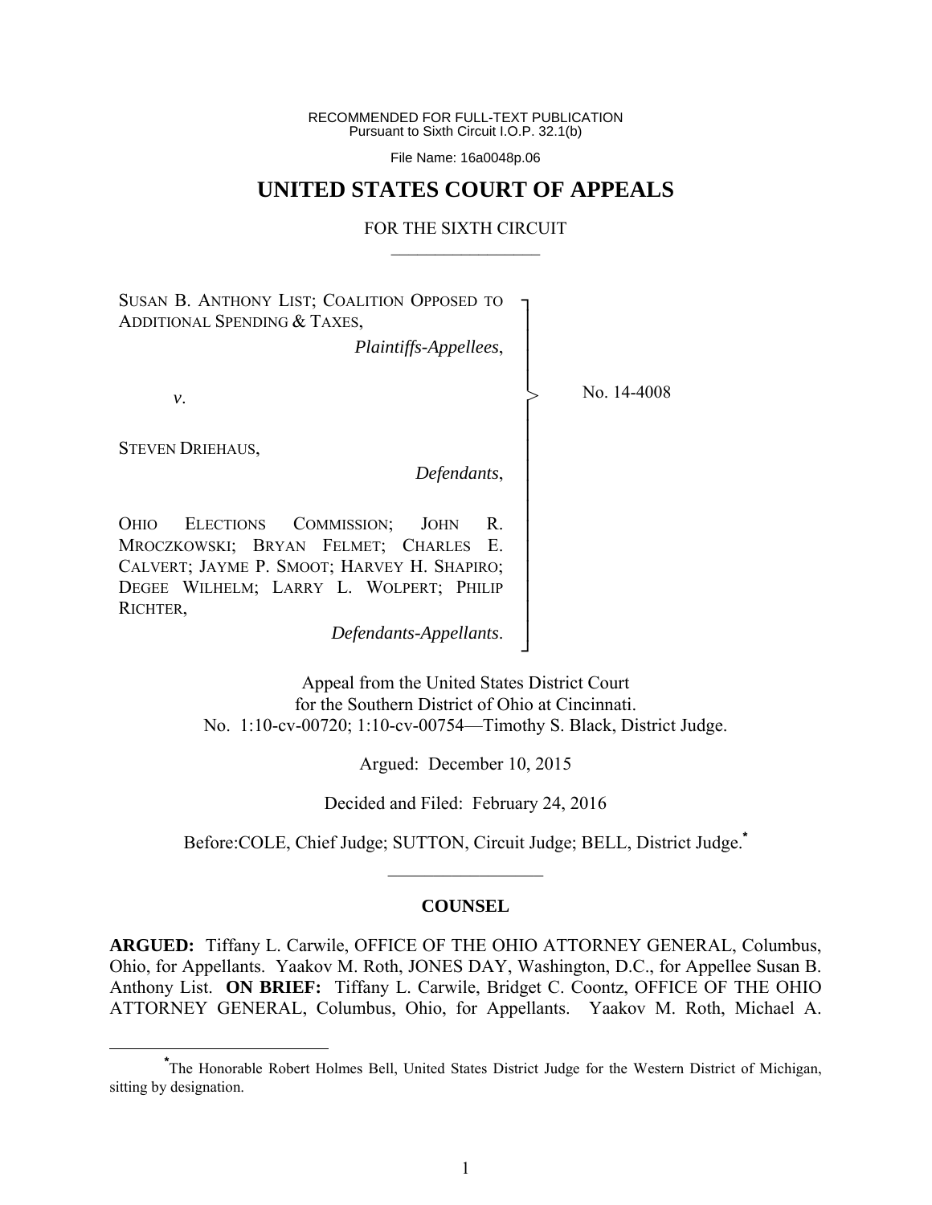RECOMMENDED FOR FULL-TEXT PUBLICATION
Pursuant to Sixth Circuit I.O.P. 32.1(b)

File Name: 16a0048p.06

# UNITED STATES COURT OF APPEALS

FOR THE SIXTH CIRCUIT

---

SUSAN B. ANTHONY LIST; COALITION OPPOSED TO ADDITIONAL SPENDING & TAXES,

*Plaintiffs-Appellees*,

*v*.

STEVEN DRIEHAUS,

*Defendants*,

OHIO ELECTIONS COMMISSION; JOHN R. MROCZKOWSKI; BRYAN FELMET; CHARLES E. CALVERT; JAYME P. SMOOT; HARVEY H. SHAPIRO; DEGEE WILHELM; LARRY L. WOLPERT; PHILIP RICHTER,

*Defendants-Appellants*.

No. 14-4008

Appeal from the United States District Court
for the Southern District of Ohio at Cincinnati.
No. 1:10-cv-00720; 1:10-cv-00754—Timothy S. Black, District Judge.

Argued: December 10, 2015

Decided and Filed: February 24, 2016

Before:COLE, Chief Judge; SUTTON, Circuit Judge; BELL, District Judge.*

---

**COUNSEL**

**ARGUED:** Tiffany L. Carwile, OFFICE OF THE OHIO ATTORNEY GENERAL, Columbus, Ohio, for Appellants. Yaakov M. Roth, JONES DAY, Washington, D.C., for Appellee Susan B. Anthony List. **ON BRIEF:** Tiffany L. Carwile, Bridget C. Coontz, OFFICE OF THE OHIO ATTORNEY GENERAL, Columbus, Ohio, for Appellants. Yaakov M. Roth, Michael A.

---

*The Honorable Robert Holmes Bell, United States District Judge for the Western District of Michigan, sitting by designation.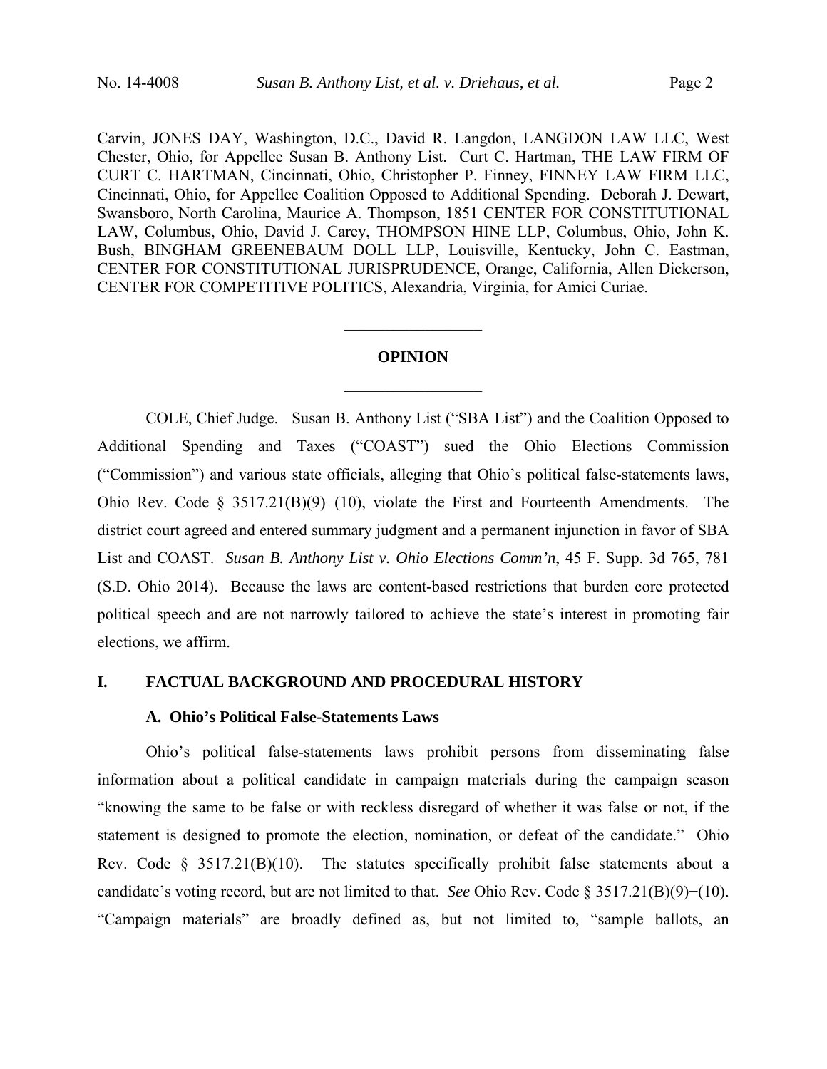Carvin, JONES DAY, Washington, D.C., David R. Langdon, LANGDON LAW LLC, West Chester, Ohio, for Appellee Susan B. Anthony List. Curt C. Hartman, THE LAW FIRM OF CURT C. HARTMAN, Cincinnati, Ohio, Christopher P. Finney, FINNEY LAW FIRM LLC, Cincinnati, Ohio, for Appellee Coalition Opposed to Additional Spending. Deborah J. Dewart, Swansboro, North Carolina, Maurice A. Thompson, 1851 CENTER FOR CONSTITUTIONAL LAW, Columbus, Ohio, David J. Carey, THOMPSON HINE LLP, Columbus, Ohio, John K. Bush, BINGHAM GREENEBAUM DOLL LLP, Louisville, Kentucky, John C. Eastman, CENTER FOR CONSTITUTIONAL JURISPRUDENCE, Orange, California, Allen Dickerson, CENTER FOR COMPETITIVE POLITICS, Alexandria, Virginia, for Amici Curiae.

---

## OPINION

---

COLE, Chief Judge. Susan B. Anthony List ("SBA List") and the Coalition Opposed to Additional Spending and Taxes ("COAST") sued the Ohio Elections Commission ("Commission") and various state officials, alleging that Ohio's political false-statements laws, Ohio Rev. Code § 3517.21(B)(9)−(10), violate the First and Fourteenth Amendments. The district court agreed and entered summary judgment and a permanent injunction in favor of SBA List and COAST. *Susan B. Anthony List v. Ohio Elections Comm'n*, 45 F. Supp. 3d 765, 781 (S.D. Ohio 2014). Because the laws are content-based restrictions that burden core protected political speech and are not narrowly tailored to achieve the state's interest in promoting fair elections, we affirm.

## I. FACTUAL BACKGROUND AND PROCEDURAL HISTORY

### A. Ohio's Political False-Statements Laws

Ohio's political false-statements laws prohibit persons from disseminating false information about a political candidate in campaign materials during the campaign season "knowing the same to be false or with reckless disregard of whether it was false or not, if the statement is designed to promote the election, nomination, or defeat of the candidate." Ohio Rev. Code § 3517.21(B)(10). The statutes specifically prohibit false statements about a candidate's voting record, but are not limited to that. *See* Ohio Rev. Code § 3517.21(B)(9)−(10). "Campaign materials" are broadly defined as, but not limited to, "sample ballots, an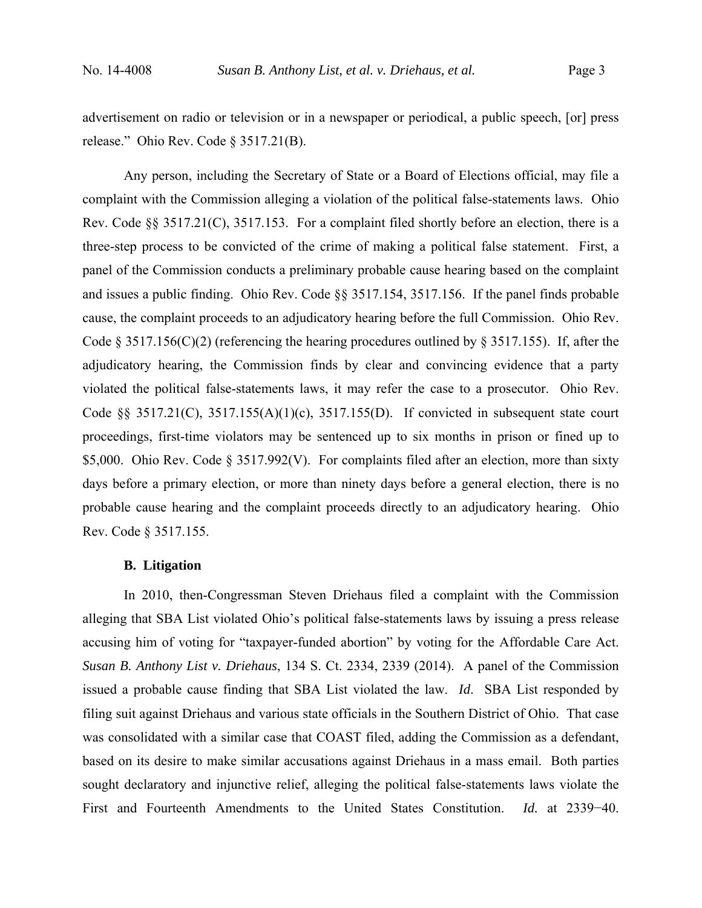advertisement on radio or television or in a newspaper or periodical, a public speech, [or] press release." Ohio Rev. Code § 3517.21(B).

Any person, including the Secretary of State or a Board of Elections official, may file a complaint with the Commission alleging a violation of the political false-statements laws. Ohio Rev. Code §§ 3517.21(C), 3517.153. For a complaint filed shortly before an election, there is a three-step process to be convicted of the crime of making a political false statement. First, a panel of the Commission conducts a preliminary probable cause hearing based on the complaint and issues a public finding. Ohio Rev. Code §§ 3517.154, 3517.156. If the panel finds probable cause, the complaint proceeds to an adjudicatory hearing before the full Commission. Ohio Rev. Code § 3517.156(C)(2) (referencing the hearing procedures outlined by § 3517.155). If, after the adjudicatory hearing, the Commission finds by clear and convincing evidence that a party violated the political false-statements laws, it may refer the case to a prosecutor. Ohio Rev. Code §§ 3517.21(C), 3517.155(A)(1)(c), 3517.155(D). If convicted in subsequent state court proceedings, first-time violators may be sentenced up to six months in prison or fined up to $5,000. Ohio Rev. Code § 3517.992(V). For complaints filed after an election, more than sixty days before a primary election, or more than ninety days before a general election, there is no probable cause hearing and the complaint proceeds directly to an adjudicatory hearing. Ohio Rev. Code § 3517.155.

### B. Litigation

In 2010, then-Congressman Steven Driehaus filed a complaint with the Commission alleging that SBA List violated Ohio's political false-statements laws by issuing a press release accusing him of voting for "taxpayer-funded abortion" by voting for the Affordable Care Act. *Susan B. Anthony List v. Driehaus*, 134 S. Ct. 2334, 2339 (2014). A panel of the Commission issued a probable cause finding that SBA List violated the law. *Id*. SBA List responded by filing suit against Driehaus and various state officials in the Southern District of Ohio. That case was consolidated with a similar case that COAST filed, adding the Commission as a defendant, based on its desire to make similar accusations against Driehaus in a mass email. Both parties sought declaratory and injunctive relief, alleging the political false-statements laws violate the First and Fourteenth Amendments to the United States Constitution. *Id.* at 2339−40.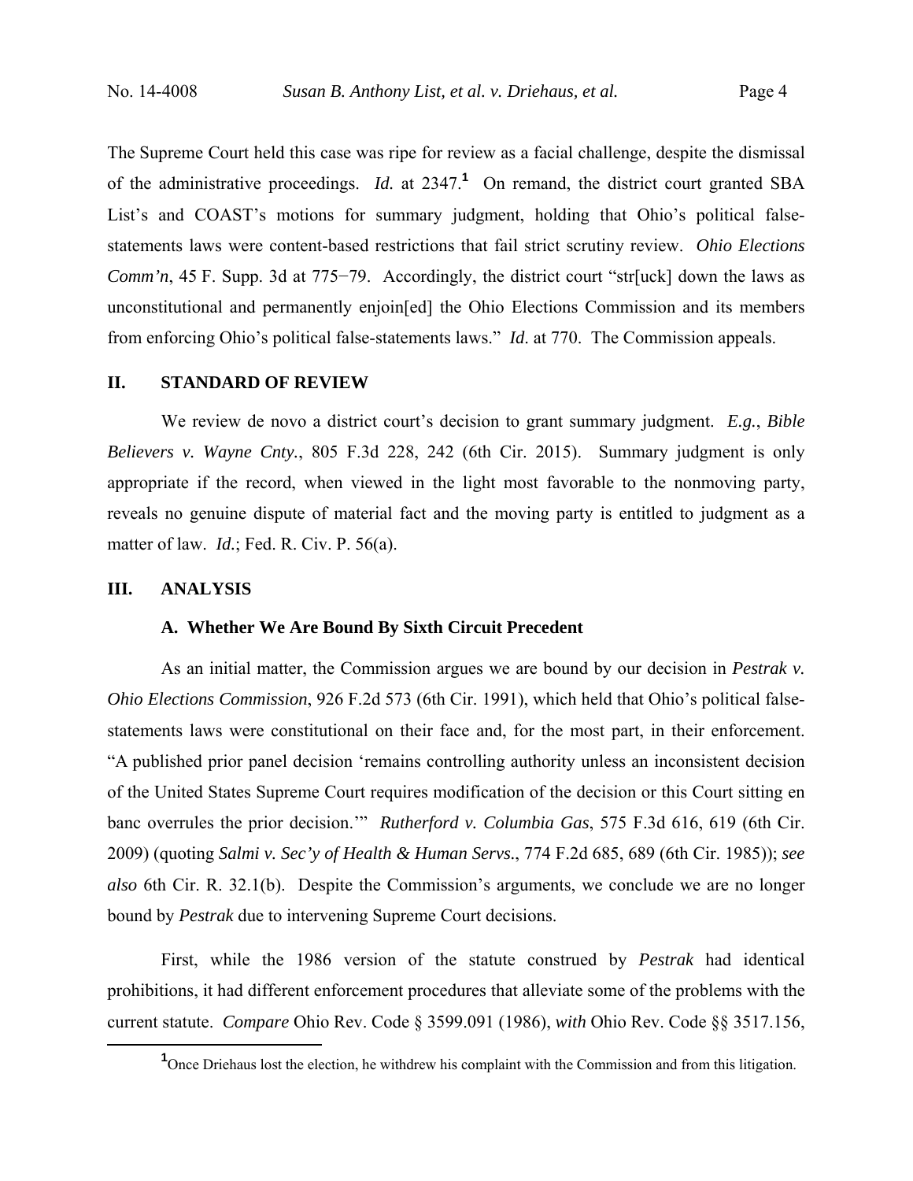The Supreme Court held this case was ripe for review as a facial challenge, despite the dismissal of the administrative proceedings. *Id.* at 2347.[1] On remand, the district court granted SBA List's and COAST's motions for summary judgment, holding that Ohio's political false-statements laws were content-based restrictions that fail strict scrutiny review. *Ohio Elections Comm'n*, 45 F. Supp. 3d at 775−79. Accordingly, the district court "str[uck] down the laws as unconstitutional and permanently enjoin[ed] the Ohio Elections Commission and its members from enforcing Ohio's political false-statements laws." *Id*. at 770. The Commission appeals.

## II. STANDARD OF REVIEW

We review de novo a district court's decision to grant summary judgment. *E.g.*, *Bible Believers v. Wayne Cnty.*, 805 F.3d 228, 242 (6th Cir. 2015). Summary judgment is only appropriate if the record, when viewed in the light most favorable to the nonmoving party, reveals no genuine dispute of material fact and the moving party is entitled to judgment as a matter of law. *Id.*; Fed. R. Civ. P. 56(a).

## III. ANALYSIS

### A. Whether We Are Bound By Sixth Circuit Precedent

As an initial matter, the Commission argues we are bound by our decision in *Pestrak v. Ohio Elections Commission*, 926 F.2d 573 (6th Cir. 1991), which held that Ohio's political false-statements laws were constitutional on their face and, for the most part, in their enforcement. "A published prior panel decision 'remains controlling authority unless an inconsistent decision of the United States Supreme Court requires modification of the decision or this Court sitting en banc overrules the prior decision.'" *Rutherford v. Columbia Gas*, 575 F.3d 616, 619 (6th Cir. 2009) (quoting *Salmi v. Sec'y of Health & Human Servs.*, 774 F.2d 685, 689 (6th Cir. 1985)); *see also* 6th Cir. R. 32.1(b). Despite the Commission's arguments, we conclude we are no longer bound by *Pestrak* due to intervening Supreme Court decisions.

First, while the 1986 version of the statute construed by *Pestrak* had identical prohibitions, it had different enforcement procedures that alleviate some of the problems with the current statute. *Compare* Ohio Rev. Code § 3599.091 (1986), *with* Ohio Rev. Code §§ 3517.156,

[1] Once Driehaus lost the election, he withdrew his complaint with the Commission and from this litigation.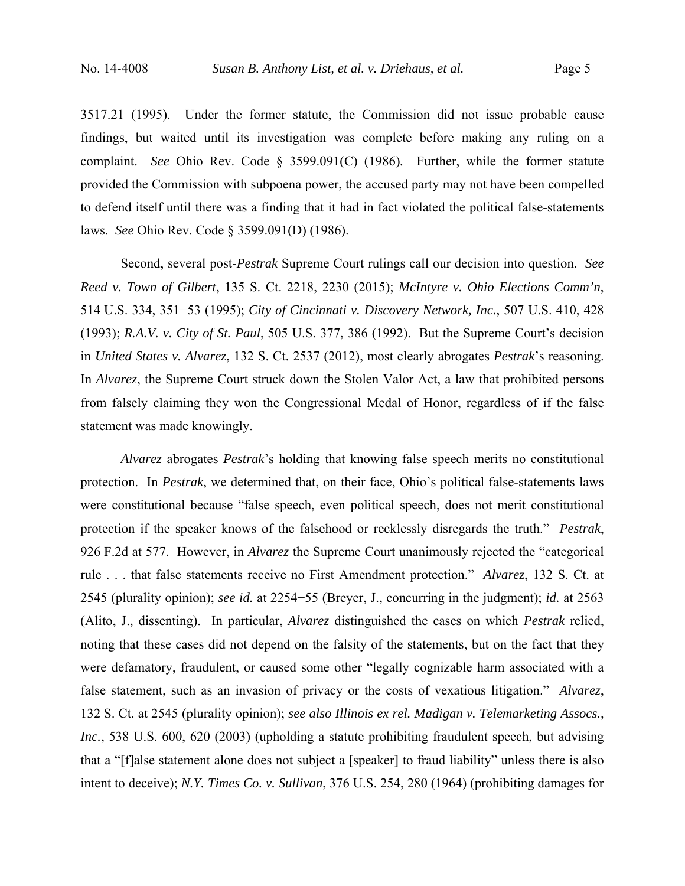3517.21 (1995). Under the former statute, the Commission did not issue probable cause findings, but waited until its investigation was complete before making any ruling on a complaint. *See* Ohio Rev. Code § 3599.091(C) (1986). Further, while the former statute provided the Commission with subpoena power, the accused party may not have been compelled to defend itself until there was a finding that it had in fact violated the political false-statements laws. *See* Ohio Rev. Code § 3599.091(D) (1986).

Second, several post-*Pestrak* Supreme Court rulings call our decision into question. *See Reed v. Town of Gilbert*, 135 S. Ct. 2218, 2230 (2015); *McIntyre v. Ohio Elections Comm'n*, 514 U.S. 334, 351−53 (1995); *City of Cincinnati v. Discovery Network, Inc.*, 507 U.S. 410, 428 (1993); *R.A.V. v. City of St. Paul*, 505 U.S. 377, 386 (1992). But the Supreme Court's decision in *United States v. Alvarez*, 132 S. Ct. 2537 (2012), most clearly abrogates *Pestrak*'s reasoning. In *Alvarez*, the Supreme Court struck down the Stolen Valor Act, a law that prohibited persons from falsely claiming they won the Congressional Medal of Honor, regardless of if the false statement was made knowingly.

*Alvarez* abrogates *Pestrak*'s holding that knowing false speech merits no constitutional protection. In *Pestrak*, we determined that, on their face, Ohio's political false-statements laws were constitutional because "false speech, even political speech, does not merit constitutional protection if the speaker knows of the falsehood or recklessly disregards the truth." *Pestrak*, 926 F.2d at 577. However, in *Alvarez* the Supreme Court unanimously rejected the "categorical rule . . . that false statements receive no First Amendment protection." *Alvarez*, 132 S. Ct. at 2545 (plurality opinion); *see id.* at 2254−55 (Breyer, J., concurring in the judgment); *id.* at 2563 (Alito, J., dissenting). In particular, *Alvarez* distinguished the cases on which *Pestrak* relied, noting that these cases did not depend on the falsity of the statements, but on the fact that they were defamatory, fraudulent, or caused some other "legally cognizable harm associated with a false statement, such as an invasion of privacy or the costs of vexatious litigation." *Alvarez*, 132 S. Ct. at 2545 (plurality opinion); *see also Illinois ex rel. Madigan v. Telemarketing Assocs., Inc.*, 538 U.S. 600, 620 (2003) (upholding a statute prohibiting fraudulent speech, but advising that a "[f]alse statement alone does not subject a [speaker] to fraud liability" unless there is also intent to deceive); *N.Y. Times Co. v. Sullivan*, 376 U.S. 254, 280 (1964) (prohibiting damages for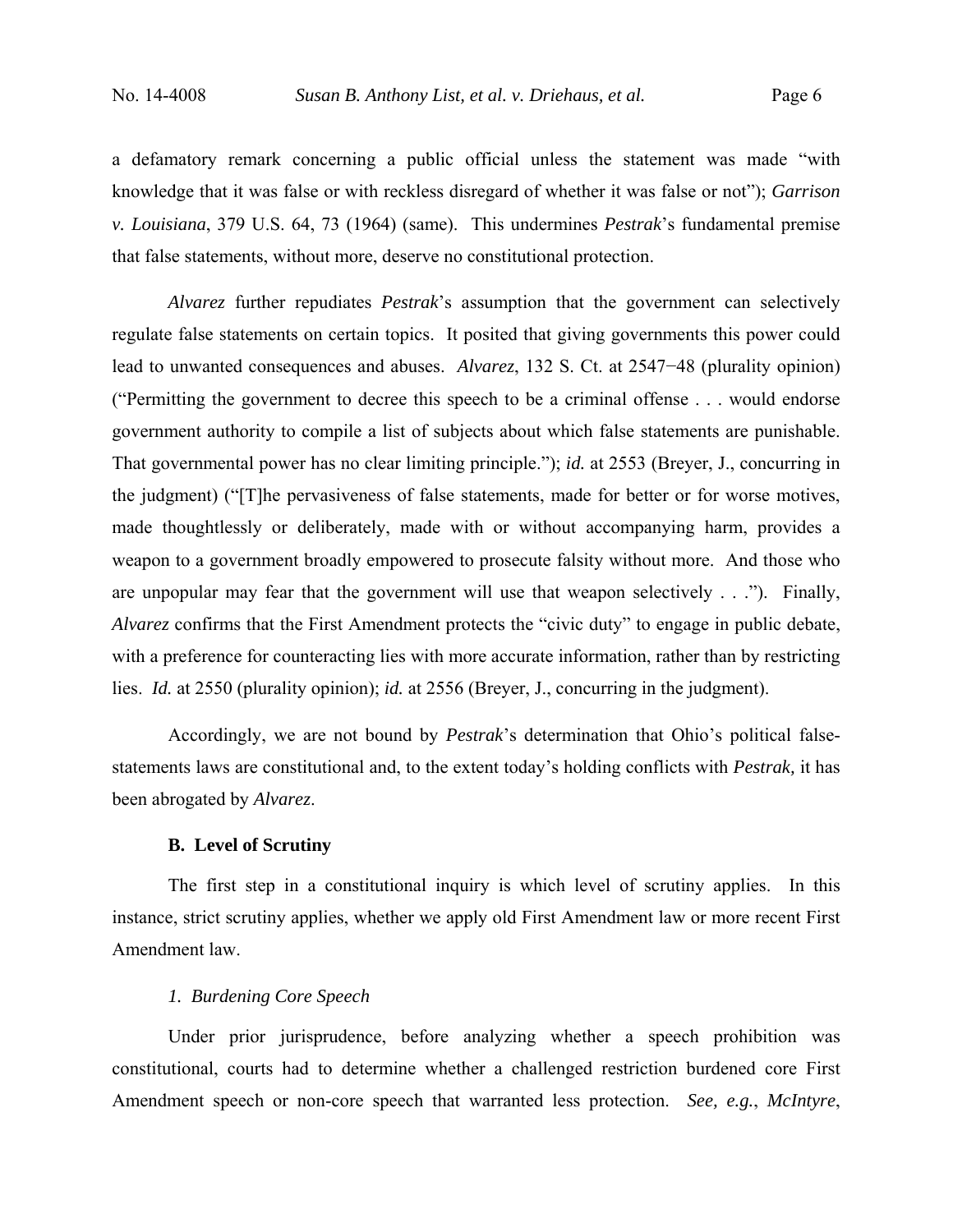a defamatory remark concerning a public official unless the statement was made "with knowledge that it was false or with reckless disregard of whether it was false or not"); *Garrison v. Louisiana*, 379 U.S. 64, 73 (1964) (same). This undermines *Pestrak*'s fundamental premise that false statements, without more, deserve no constitutional protection.

*Alvarez* further repudiates *Pestrak*'s assumption that the government can selectively regulate false statements on certain topics. It posited that giving governments this power could lead to unwanted consequences and abuses. *Alvarez*, 132 S. Ct. at 2547−48 (plurality opinion) ("Permitting the government to decree this speech to be a criminal offense . . . would endorse government authority to compile a list of subjects about which false statements are punishable. That governmental power has no clear limiting principle."); *id.* at 2553 (Breyer, J., concurring in the judgment) ("[T]he pervasiveness of false statements, made for better or for worse motives, made thoughtlessly or deliberately, made with or without accompanying harm, provides a weapon to a government broadly empowered to prosecute falsity without more. And those who are unpopular may fear that the government will use that weapon selectively . . ."). Finally, *Alvarez* confirms that the First Amendment protects the "civic duty" to engage in public debate, with a preference for counteracting lies with more accurate information, rather than by restricting lies. *Id.* at 2550 (plurality opinion); *id.* at 2556 (Breyer, J., concurring in the judgment).

Accordingly, we are not bound by *Pestrak*'s determination that Ohio's political false-statements laws are constitutional and, to the extent today's holding conflicts with *Pestrak,* it has been abrogated by *Alvarez*.

### B. Level of Scrutiny

The first step in a constitutional inquiry is which level of scrutiny applies. In this instance, strict scrutiny applies, whether we apply old First Amendment law or more recent First Amendment law.

#### *1. Burdening Core Speech*

Under prior jurisprudence, before analyzing whether a speech prohibition was constitutional, courts had to determine whether a challenged restriction burdened core First Amendment speech or non-core speech that warranted less protection. *See, e.g.*, *McIntyre*,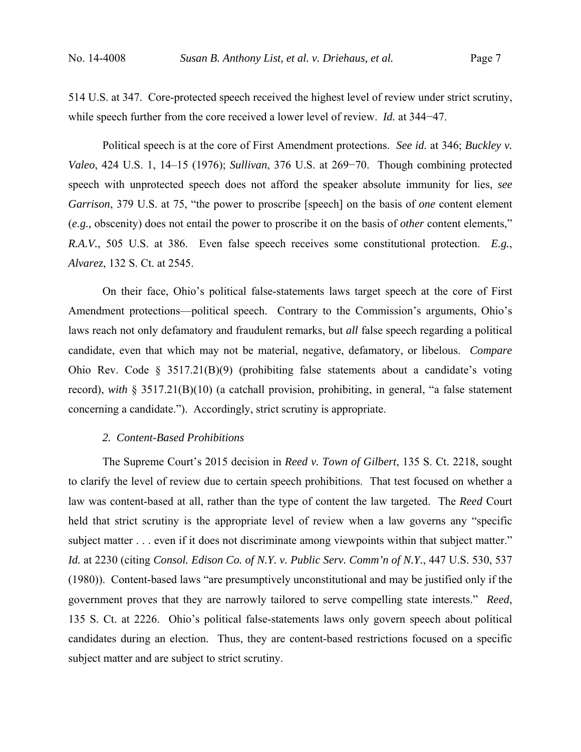514 U.S. at 347. Core-protected speech received the highest level of review under strict scrutiny, while speech further from the core received a lower level of review. *Id.* at 344−47.

Political speech is at the core of First Amendment protections. *See id.* at 346; *Buckley v. Valeo*, 424 U.S. 1, 14–15 (1976); *Sullivan*, 376 U.S. at 269−70. Though combining protected speech with unprotected speech does not afford the speaker absolute immunity for lies, *see Garrison*, 379 U.S. at 75, "the power to proscribe [speech] on the basis of *one* content element (*e.g.,* obscenity) does not entail the power to proscribe it on the basis of *other* content elements," *R.A.V.*, 505 U.S. at 386. Even false speech receives some constitutional protection. *E.g.*, *Alvarez*, 132 S. Ct. at 2545.

On their face, Ohio's political false-statements laws target speech at the core of First Amendment protections—political speech. Contrary to the Commission's arguments, Ohio's laws reach not only defamatory and fraudulent remarks, but *all* false speech regarding a political candidate, even that which may not be material, negative, defamatory, or libelous. *Compare* Ohio Rev. Code § 3517.21(B)(9) (prohibiting false statements about a candidate's voting record), *with* § 3517.21(B)(10) (a catchall provision, prohibiting, in general, "a false statement concerning a candidate."). Accordingly, strict scrutiny is appropriate.

### *2. Content-Based Prohibitions*

The Supreme Court's 2015 decision in *Reed v. Town of Gilbert*, 135 S. Ct. 2218, sought to clarify the level of review due to certain speech prohibitions. That test focused on whether a law was content-based at all, rather than the type of content the law targeted. The *Reed* Court held that strict scrutiny is the appropriate level of review when a law governs any "specific subject matter . . . even if it does not discriminate among viewpoints within that subject matter." *Id.* at 2230 (citing *Consol. Edison Co. of N.Y. v. Public Serv. Comm'n of N.Y.*, 447 U.S. 530, 537 (1980)). Content-based laws "are presumptively unconstitutional and may be justified only if the government proves that they are narrowly tailored to serve compelling state interests." *Reed*, 135 S. Ct. at 2226. Ohio's political false-statements laws only govern speech about political candidates during an election. Thus, they are content-based restrictions focused on a specific subject matter and are subject to strict scrutiny.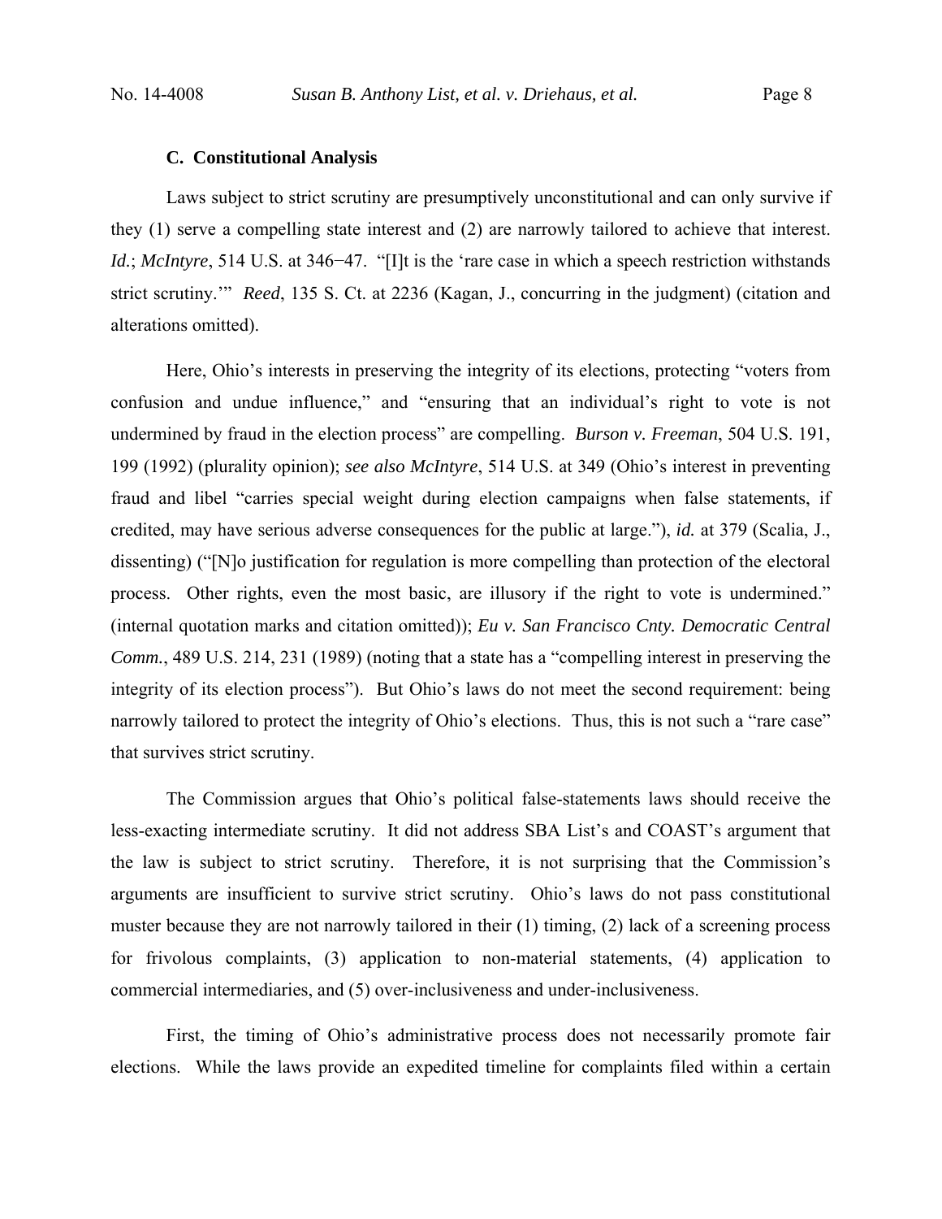### C. Constitutional Analysis

Laws subject to strict scrutiny are presumptively unconstitutional and can only survive if they (1) serve a compelling state interest and (2) are narrowly tailored to achieve that interest. *Id.*; *McIntyre*, 514 U.S. at 346−47. "[I]t is the 'rare case in which a speech restriction withstands strict scrutiny.'" *Reed*, 135 S. Ct. at 2236 (Kagan, J., concurring in the judgment) (citation and alterations omitted).

Here, Ohio's interests in preserving the integrity of its elections, protecting "voters from confusion and undue influence," and "ensuring that an individual's right to vote is not undermined by fraud in the election process" are compelling. *Burson v. Freeman*, 504 U.S. 191, 199 (1992) (plurality opinion); *see also McIntyre*, 514 U.S. at 349 (Ohio's interest in preventing fraud and libel "carries special weight during election campaigns when false statements, if credited, may have serious adverse consequences for the public at large."), *id.* at 379 (Scalia, J., dissenting) ("[N]o justification for regulation is more compelling than protection of the electoral process. Other rights, even the most basic, are illusory if the right to vote is undermined." (internal quotation marks and citation omitted)); *Eu v. San Francisco Cnty. Democratic Central Comm.*, 489 U.S. 214, 231 (1989) (noting that a state has a "compelling interest in preserving the integrity of its election process"). But Ohio's laws do not meet the second requirement: being narrowly tailored to protect the integrity of Ohio's elections. Thus, this is not such a "rare case" that survives strict scrutiny.

The Commission argues that Ohio's political false-statements laws should receive the less-exacting intermediate scrutiny. It did not address SBA List's and COAST's argument that the law is subject to strict scrutiny. Therefore, it is not surprising that the Commission's arguments are insufficient to survive strict scrutiny. Ohio's laws do not pass constitutional muster because they are not narrowly tailored in their (1) timing, (2) lack of a screening process for frivolous complaints, (3) application to non-material statements, (4) application to commercial intermediaries, and (5) over-inclusiveness and under-inclusiveness.

First, the timing of Ohio's administrative process does not necessarily promote fair elections. While the laws provide an expedited timeline for complaints filed within a certain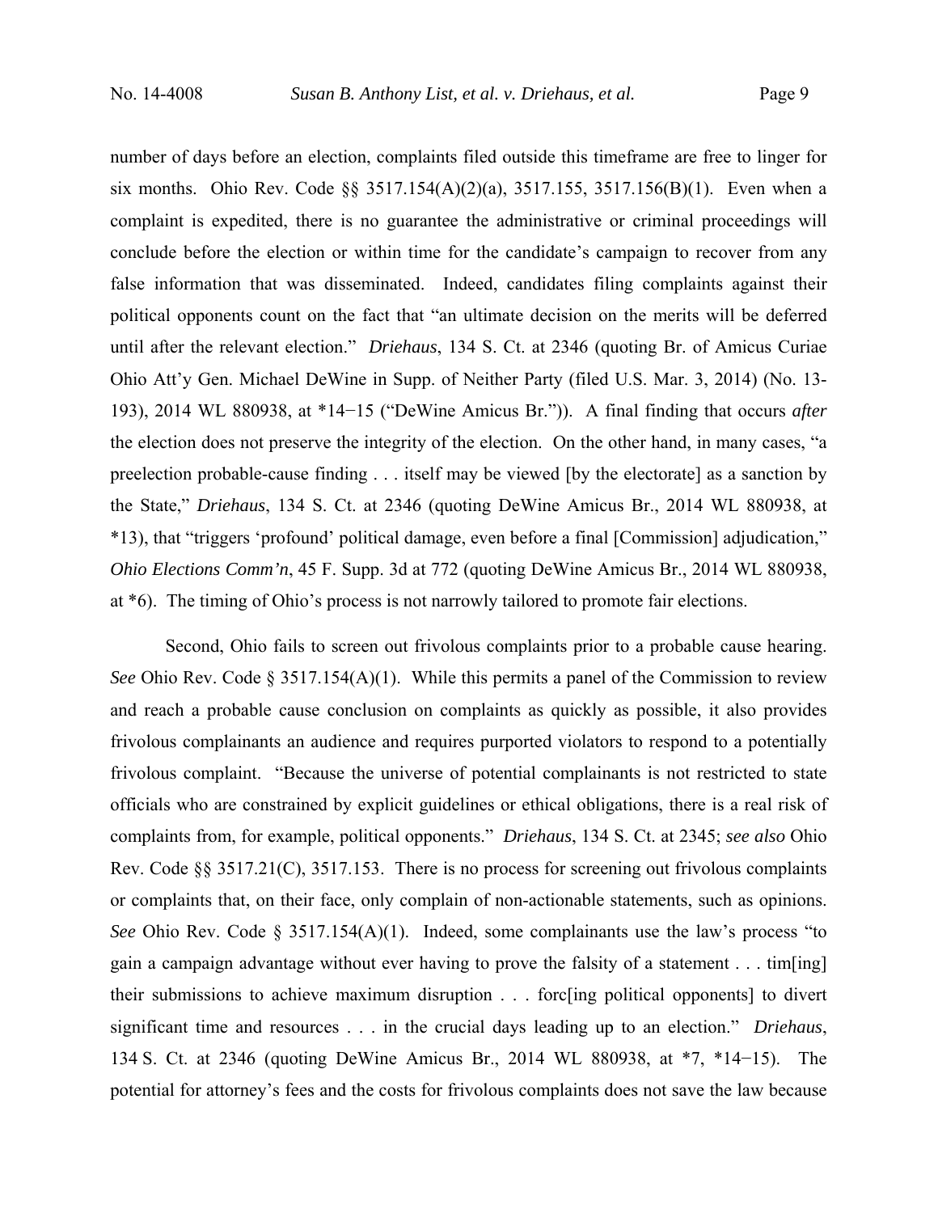number of days before an election, complaints filed outside this timeframe are free to linger for six months. Ohio Rev. Code §§ 3517.154(A)(2)(a), 3517.155, 3517.156(B)(1). Even when a complaint is expedited, there is no guarantee the administrative or criminal proceedings will conclude before the election or within time for the candidate's campaign to recover from any false information that was disseminated. Indeed, candidates filing complaints against their political opponents count on the fact that "an ultimate decision on the merits will be deferred until after the relevant election." *Driehaus*, 134 S. Ct. at 2346 (quoting Br. of Amicus Curiae Ohio Att'y Gen. Michael DeWine in Supp. of Neither Party (filed U.S. Mar. 3, 2014) (No. 13-193), 2014 WL 880938, at *14−15 ("DeWine Amicus Br.")). A final finding that occurs *after* the election does not preserve the integrity of the election. On the other hand, in many cases, "a preelection probable-cause finding . . . itself may be viewed [by the electorate] as a sanction by the State," *Driehaus*, 134 S. Ct. at 2346 (quoting DeWine Amicus Br., 2014 WL 880938, at *13), that "triggers 'profound' political damage, even before a final [Commission] adjudication," *Ohio Elections Comm'n*, 45 F. Supp. 3d at 772 (quoting DeWine Amicus Br., 2014 WL 880938, at *6). The timing of Ohio's process is not narrowly tailored to promote fair elections.

Second, Ohio fails to screen out frivolous complaints prior to a probable cause hearing. *See* Ohio Rev. Code § 3517.154(A)(1). While this permits a panel of the Commission to review and reach a probable cause conclusion on complaints as quickly as possible, it also provides frivolous complainants an audience and requires purported violators to respond to a potentially frivolous complaint. "Because the universe of potential complainants is not restricted to state officials who are constrained by explicit guidelines or ethical obligations, there is a real risk of complaints from, for example, political opponents." *Driehaus*, 134 S. Ct. at 2345; *see also* Ohio Rev. Code §§ 3517.21(C), 3517.153. There is no process for screening out frivolous complaints or complaints that, on their face, only complain of non-actionable statements, such as opinions. *See* Ohio Rev. Code § 3517.154(A)(1). Indeed, some complainants use the law's process "to gain a campaign advantage without ever having to prove the falsity of a statement . . . tim[ing] their submissions to achieve maximum disruption . . . forc[ing political opponents] to divert significant time and resources . . . in the crucial days leading up to an election." *Driehaus*, 134 S. Ct. at 2346 (quoting DeWine Amicus Br., 2014 WL 880938, at *7, *14−15). The potential for attorney's fees and the costs for frivolous complaints does not save the law because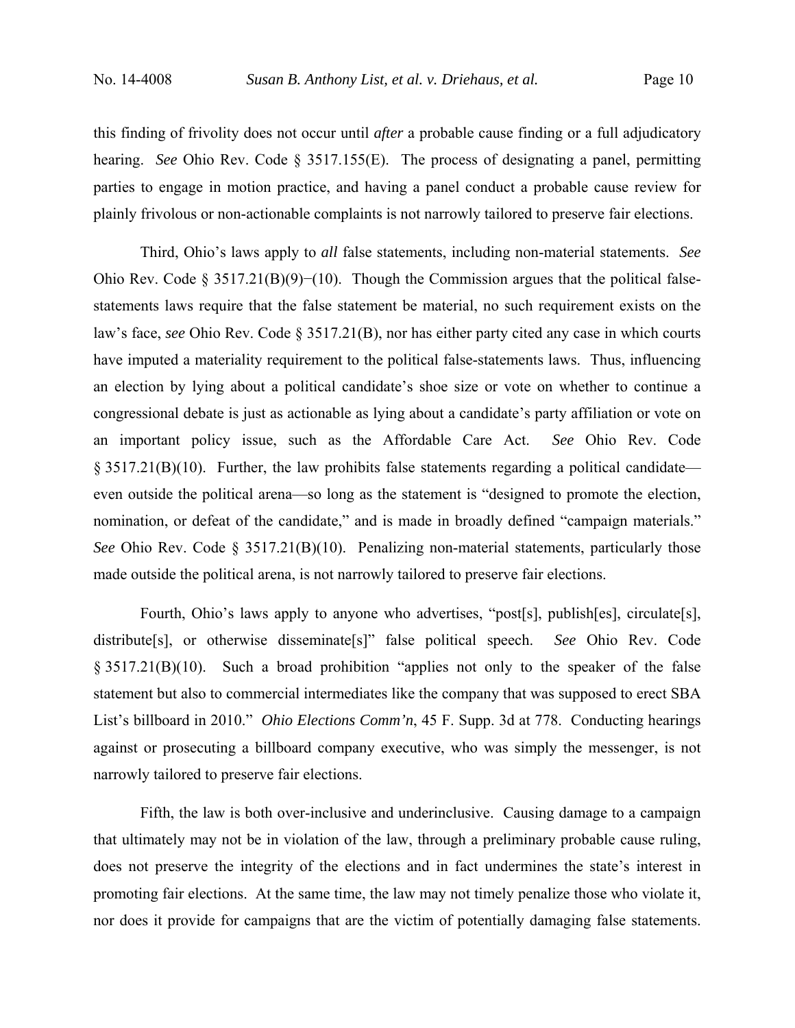this finding of frivolity does not occur until *after* a probable cause finding or a full adjudicatory hearing. *See* Ohio Rev. Code § 3517.155(E). The process of designating a panel, permitting parties to engage in motion practice, and having a panel conduct a probable cause review for plainly frivolous or non-actionable complaints is not narrowly tailored to preserve fair elections.

Third, Ohio's laws apply to *all* false statements, including non-material statements. *See* Ohio Rev. Code § 3517.21(B)(9)−(10). Though the Commission argues that the political false-statements laws require that the false statement be material, no such requirement exists on the law's face, *see* Ohio Rev. Code § 3517.21(B), nor has either party cited any case in which courts have imputed a materiality requirement to the political false-statements laws. Thus, influencing an election by lying about a political candidate's shoe size or vote on whether to continue a congressional debate is just as actionable as lying about a candidate's party affiliation or vote on an important policy issue, such as the Affordable Care Act. *See* Ohio Rev. Code § 3517.21(B)(10). Further, the law prohibits false statements regarding a political candidate—even outside the political arena—so long as the statement is "designed to promote the election, nomination, or defeat of the candidate," and is made in broadly defined "campaign materials." *See* Ohio Rev. Code § 3517.21(B)(10). Penalizing non-material statements, particularly those made outside the political arena, is not narrowly tailored to preserve fair elections.

Fourth, Ohio's laws apply to anyone who advertises, "post[s], publish[es], circulate[s], distribute[s], or otherwise disseminate[s]" false political speech. *See* Ohio Rev. Code § 3517.21(B)(10). Such a broad prohibition "applies not only to the speaker of the false statement but also to commercial intermediates like the company that was supposed to erect SBA List's billboard in 2010." *Ohio Elections Comm'n*, 45 F. Supp. 3d at 778. Conducting hearings against or prosecuting a billboard company executive, who was simply the messenger, is not narrowly tailored to preserve fair elections.

Fifth, the law is both over-inclusive and underinclusive. Causing damage to a campaign that ultimately may not be in violation of the law, through a preliminary probable cause ruling, does not preserve the integrity of the elections and in fact undermines the state's interest in promoting fair elections. At the same time, the law may not timely penalize those who violate it, nor does it provide for campaigns that are the victim of potentially damaging false statements.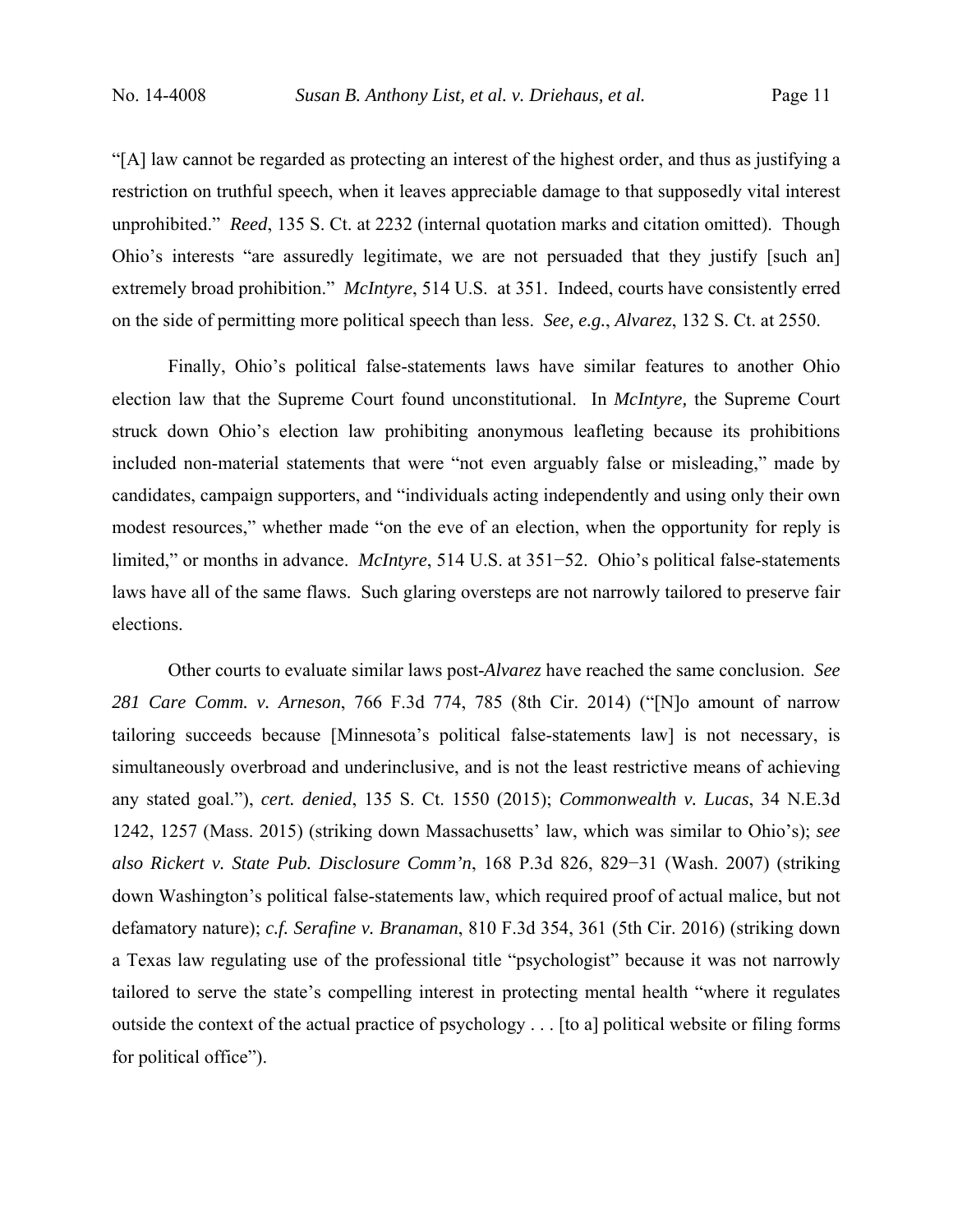"[A] law cannot be regarded as protecting an interest of the highest order, and thus as justifying a restriction on truthful speech, when it leaves appreciable damage to that supposedly vital interest unprohibited." *Reed*, 135 S. Ct. at 2232 (internal quotation marks and citation omitted). Though Ohio's interests "are assuredly legitimate, we are not persuaded that they justify [such an] extremely broad prohibition." *McIntyre*, 514 U.S. at 351. Indeed, courts have consistently erred on the side of permitting more political speech than less. *See, e.g.*, *Alvarez*, 132 S. Ct. at 2550.

Finally, Ohio's political false-statements laws have similar features to another Ohio election law that the Supreme Court found unconstitutional. In *McIntyre,* the Supreme Court struck down Ohio's election law prohibiting anonymous leafleting because its prohibitions included non-material statements that were "not even arguably false or misleading," made by candidates, campaign supporters, and "individuals acting independently and using only their own modest resources," whether made "on the eve of an election, when the opportunity for reply is limited," or months in advance. *McIntyre*, 514 U.S. at 351−52. Ohio's political false-statements laws have all of the same flaws. Such glaring oversteps are not narrowly tailored to preserve fair elections.

Other courts to evaluate similar laws post-*Alvarez* have reached the same conclusion. *See 281 Care Comm. v. Arneson*, 766 F.3d 774, 785 (8th Cir. 2014) ("[N]o amount of narrow tailoring succeeds because [Minnesota's political false-statements law] is not necessary, is simultaneously overbroad and underinclusive, and is not the least restrictive means of achieving any stated goal."), *cert. denied*, 135 S. Ct. 1550 (2015); *Commonwealth v. Lucas*, 34 N.E.3d 1242, 1257 (Mass. 2015) (striking down Massachusetts' law, which was similar to Ohio's); *see also Rickert v. State Pub. Disclosure Comm'n*, 168 P.3d 826, 829−31 (Wash. 2007) (striking down Washington's political false-statements law, which required proof of actual malice, but not defamatory nature); *c.f. Serafine v. Branaman*, 810 F.3d 354, 361 (5th Cir. 2016) (striking down a Texas law regulating use of the professional title "psychologist" because it was not narrowly tailored to serve the state's compelling interest in protecting mental health "where it regulates outside the context of the actual practice of psychology . . . [to a] political website or filing forms for political office").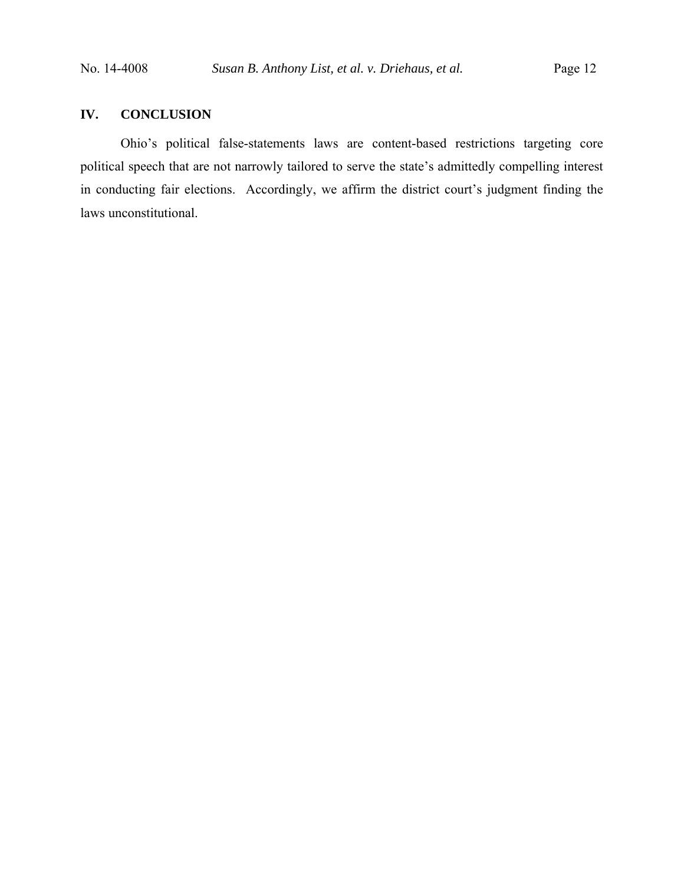## IV. CONCLUSION

Ohio's political false-statements laws are content-based restrictions targeting core political speech that are not narrowly tailored to serve the state's admittedly compelling interest in conducting fair elections. Accordingly, we affirm the district court's judgment finding the laws unconstitutional.